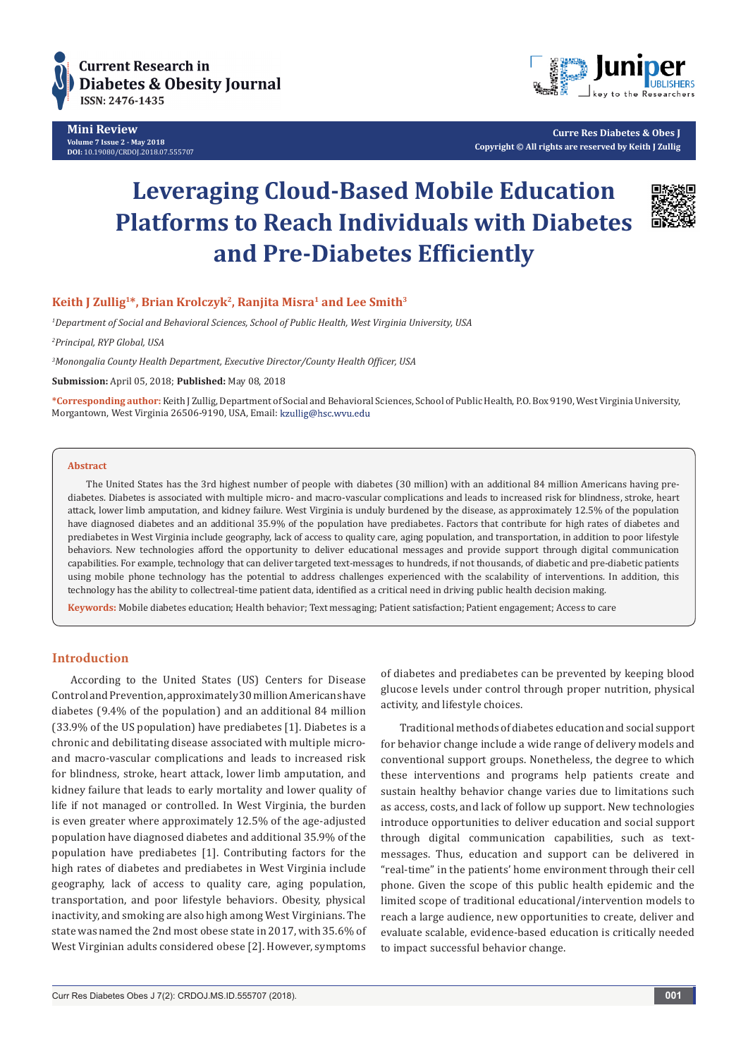Mini Review
Volume 7 Issue 2 - May 2018
DOI: 10.19080/CRDOJ.2018.07.555707

Curre Res Diabetes & Obes J
Copyright © All rights are reserved by Keith J Zullig

# Leveraging Cloud-Based Mobile Education Platforms to Reach Individuals with Diabetes and Pre-Diabetes Efficiently

**Keith J Zullig[1]*, Brian Krolczyk[2], Ranjita Misra[1] and Lee Smith[3]**

*[1]Department of Social and Behavioral Sciences, School of Public Health, West Virginia University, USA*

*[2]Principal, RYP Global, USA*

*[3]Monongalia County Health Department, Executive Director/County Health Officer, USA*

**Submission:** April 05, 2018; **Published:** May 08, 2018

***Corresponding author:** Keith J Zullig, Department of Social and Behavioral Sciences, School of Public Health, P.O. Box 9190, West Virginia University, Morgantown, West Virginia 26506-9190, USA, Email: kzullig@hsc.wvu.edu

## Abstract

The United States has the 3rd highest number of people with diabetes (30 million) with an additional 84 million Americans having pre-diabetes. Diabetes is associated with multiple micro- and macro-vascular complications and leads to increased risk for blindness, stroke, heart attack, lower limb amputation, and kidney failure. West Virginia is unduly burdened by the disease, as approximately 12.5% of the population have diagnosed diabetes and an additional 35.9% of the population have prediabetes. Factors that contribute for high rates of diabetes and prediabetes in West Virginia include geography, lack of access to quality care, aging population, and transportation, in addition to poor lifestyle behaviors. New technologies afford the opportunity to deliver educational messages and provide support through digital communication capabilities. For example, technology that can deliver targeted text-messages to hundreds, if not thousands, of diabetic and pre-diabetic patients using mobile phone technology has the potential to address challenges experienced with the scalability of interventions. In addition, this technology has the ability to collectreal-time patient data, identified as a critical need in driving public health decision making.

**Keywords:** Mobile diabetes education; Health behavior; Text messaging; Patient satisfaction; Patient engagement; Access to care

## Introduction

According to the United States (US) Centers for Disease Control and Prevention, approximately 30 million Americans have diabetes (9.4% of the population) and an additional 84 million (33.9% of the US population) have prediabetes [1]. Diabetes is a chronic and debilitating disease associated with multiple micro- and macro-vascular complications and leads to increased risk for blindness, stroke, heart attack, lower limb amputation, and kidney failure that leads to early mortality and lower quality of life if not managed or controlled. In West Virginia, the burden is even greater where approximately 12.5% of the age-adjusted population have diagnosed diabetes and additional 35.9% of the population have prediabetes [1]. Contributing factors for the high rates of diabetes and prediabetes in West Virginia include geography, lack of access to quality care, aging population, transportation, and poor lifestyle behaviors. Obesity, physical inactivity, and smoking are also high among West Virginians. The state was named the 2nd most obese state in 2017, with 35.6% of West Virginian adults considered obese [2]. However, symptoms of diabetes and prediabetes can be prevented by keeping blood glucose levels under control through proper nutrition, physical activity, and lifestyle choices.

Traditional methods of diabetes education and social support for behavior change include a wide range of delivery models and conventional support groups. Nonetheless, the degree to which these interventions and programs help patients create and sustain healthy behavior change varies due to limitations such as access, costs, and lack of follow up support. New technologies introduce opportunities to deliver education and social support through digital communication capabilities, such as text-messages. Thus, education and support can be delivered in "real-time" in the patients' home environment through their cell phone. Given the scope of this public health epidemic and the limited scope of traditional educational/intervention models to reach a large audience, new opportunities to create, deliver and evaluate scalable, evidence-based education is critically needed to impact successful behavior change.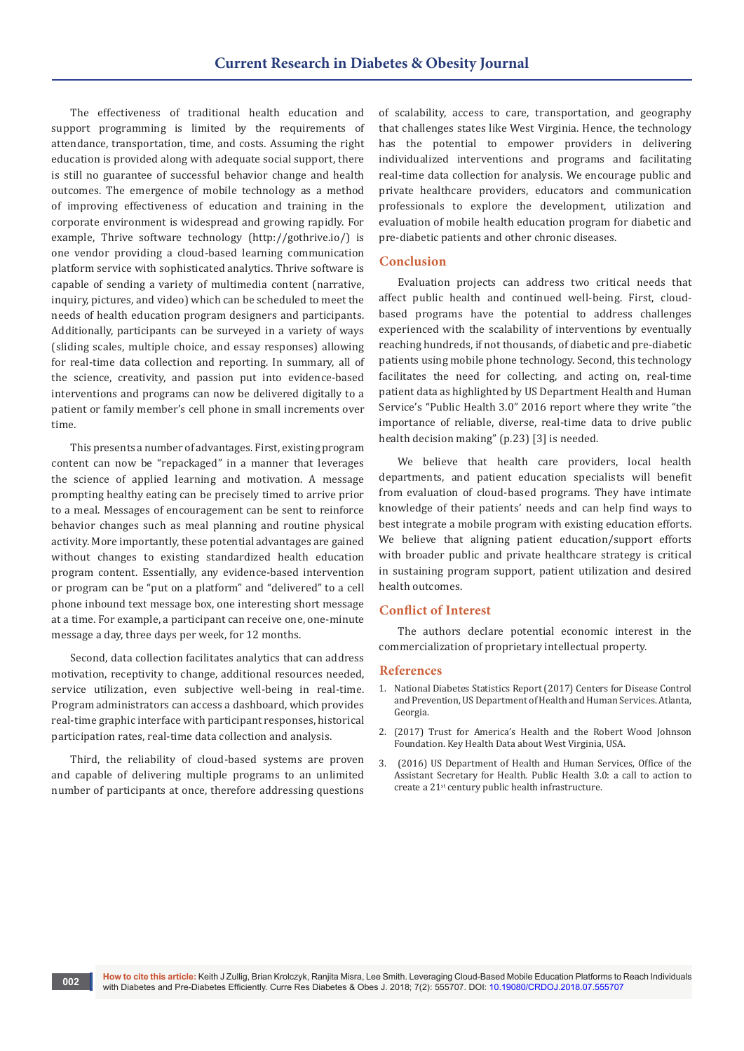The effectiveness of traditional health education and support programming is limited by the requirements of attendance, transportation, time, and costs. Assuming the right education is provided along with adequate social support, there is still no guarantee of successful behavior change and health outcomes. The emergence of mobile technology as a method of improving effectiveness of education and training in the corporate environment is widespread and growing rapidly. For example, Thrive software technology (http://gothrive.io/) is one vendor providing a cloud-based learning communication platform service with sophisticated analytics. Thrive software is capable of sending a variety of multimedia content (narrative, inquiry, pictures, and video) which can be scheduled to meet the needs of health education program designers and participants. Additionally, participants can be surveyed in a variety of ways (sliding scales, multiple choice, and essay responses) allowing for real-time data collection and reporting. In summary, all of the science, creativity, and passion put into evidence-based interventions and programs can now be delivered digitally to a patient or family member's cell phone in small increments over time.

This presents a number of advantages. First, existing program content can now be "repackaged" in a manner that leverages the science of applied learning and motivation. A message prompting healthy eating can be precisely timed to arrive prior to a meal. Messages of encouragement can be sent to reinforce behavior changes such as meal planning and routine physical activity. More importantly, these potential advantages are gained without changes to existing standardized health education program content. Essentially, any evidence-based intervention or program can be "put on a platform" and "delivered" to a cell phone inbound text message box, one interesting short message at a time. For example, a participant can receive one, one-minute message a day, three days per week, for 12 months.

Second, data collection facilitates analytics that can address motivation, receptivity to change, additional resources needed, service utilization, even subjective well-being in real-time. Program administrators can access a dashboard, which provides real-time graphic interface with participant responses, historical participation rates, real-time data collection and analysis.

Third, the reliability of cloud-based systems are proven and capable of delivering multiple programs to an unlimited number of participants at once, therefore addressing questions of scalability, access to care, transportation, and geography that challenges states like West Virginia. Hence, the technology has the potential to empower providers in delivering individualized interventions and programs and facilitating real-time data collection for analysis. We encourage public and private healthcare providers, educators and communication professionals to explore the development, utilization and evaluation of mobile health education program for diabetic and pre-diabetic patients and other chronic diseases.

## Conclusion

Evaluation projects can address two critical needs that affect public health and continued well-being. First, cloud-based programs have the potential to address challenges experienced with the scalability of interventions by eventually reaching hundreds, if not thousands, of diabetic and pre-diabetic patients using mobile phone technology. Second, this technology facilitates the need for collecting, and acting on, real-time patient data as highlighted by US Department Health and Human Service's "Public Health 3.0" 2016 report where they write "the importance of reliable, diverse, real-time data to drive public health decision making" (p.23) [3] is needed.

We believe that health care providers, local health departments, and patient education specialists will benefit from evaluation of cloud-based programs. They have intimate knowledge of their patients' needs and can help find ways to best integrate a mobile program with existing education efforts. We believe that aligning patient education/support efforts with broader public and private healthcare strategy is critical in sustaining program support, patient utilization and desired health outcomes.

## Conflict of Interest

The authors declare potential economic interest in the commercialization of proprietary intellectual property.

## References

1. National Diabetes Statistics Report (2017) Centers for Disease Control and Prevention, US Department of Health and Human Services. Atlanta, Georgia.
2. (2017) Trust for America's Health and the Robert Wood Johnson Foundation. Key Health Data about West Virginia, USA.
3. (2016) US Department of Health and Human Services, Office of the Assistant Secretary for Health. Public Health 3.0: a call to action to create a 21st century public health infrastructure.

**How to cite this article:** Keith J Zullig, Brian Krolczyk, Ranjita Misra, Lee Smith. Leveraging Cloud-Based Mobile Education Platforms to Reach Individuals with Diabetes and Pre-Diabetes Efficiently. Curre Res Diabetes & Obes J. 2018; 7(2): 555707. DOI: 10.19080/CRDOJ.2018.07.555707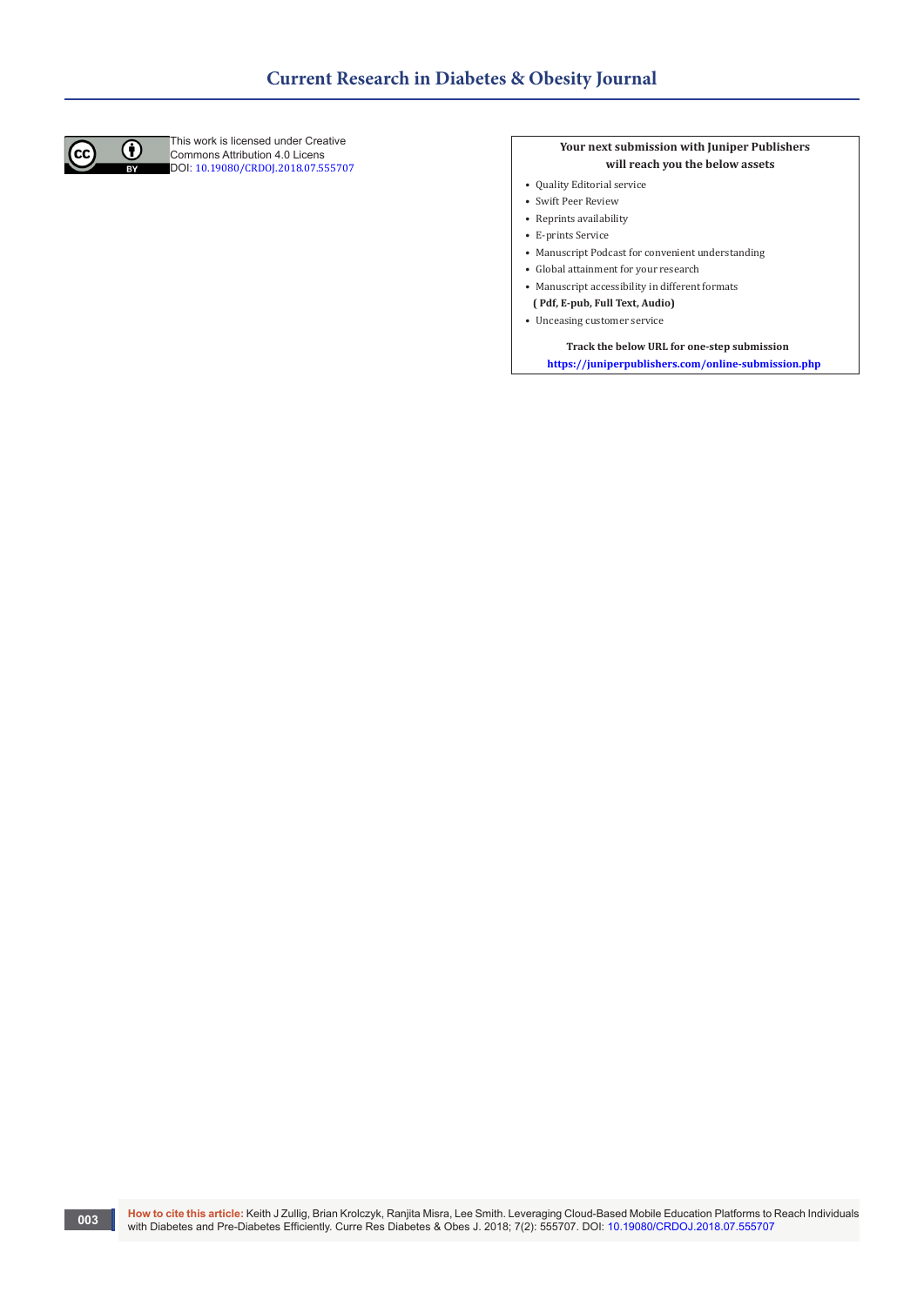This work is licensed under Creative Commons Attribution 4.0 Licens
DOI: 10.19080/CRDOJ.2018.07.555707

**Your next submission with Juniper Publishers will reach you the below assets**

- Quality Editorial service
- Swift Peer Review
- Reprints availability
- E-prints Service
- Manuscript Podcast for convenient understanding
- Global attainment for your research
- Manuscript accessibility in different formats
  **( Pdf, E-pub, Full Text, Audio)**
- Unceasing customer service

**Track the below URL for one-step submission**
**https://juniperpublishers.com/online-submission.php**

**How to cite this article:** Keith J Zullig, Brian Krolczyk, Ranjita Misra, Lee Smith. Leveraging Cloud-Based Mobile Education Platforms to Reach Individuals with Diabetes and Pre-Diabetes Efficiently. Curre Res Diabetes & Obes J. 2018; 7(2): 555707. DOI: 10.19080/CRDOJ.2018.07.555707